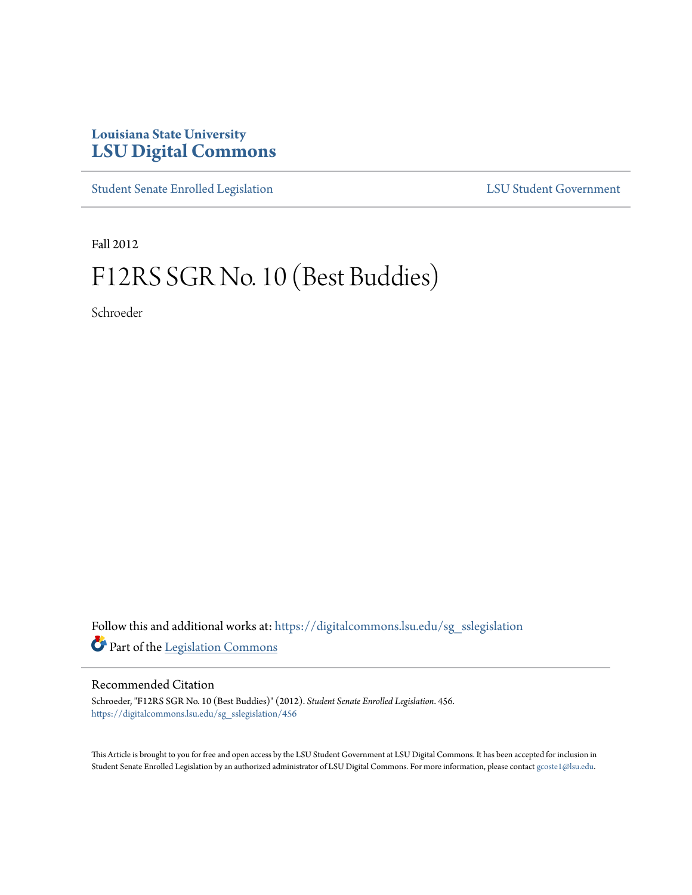Louisiana State University
# LSU Digital Commons

Student Senate Enrolled Legislation | LSU Student Government

Fall 2012

# F12RS SGR No. 10 (Best Buddies)

Schroeder

Follow this and additional works at: https://digitalcommons.lsu.edu/sg_sslegislation

Part of the Legislation Commons

## Recommended Citation

Schroeder, "F12RS SGR No. 10 (Best Buddies)" (2012). *Student Senate Enrolled Legislation*. 456.
https://digitalcommons.lsu.edu/sg_sslegislation/456

This Article is brought to you for free and open access by the LSU Student Government at LSU Digital Commons. It has been accepted for inclusion in Student Senate Enrolled Legislation by an authorized administrator of LSU Digital Commons. For more information, please contact gcoste1@lsu.edu.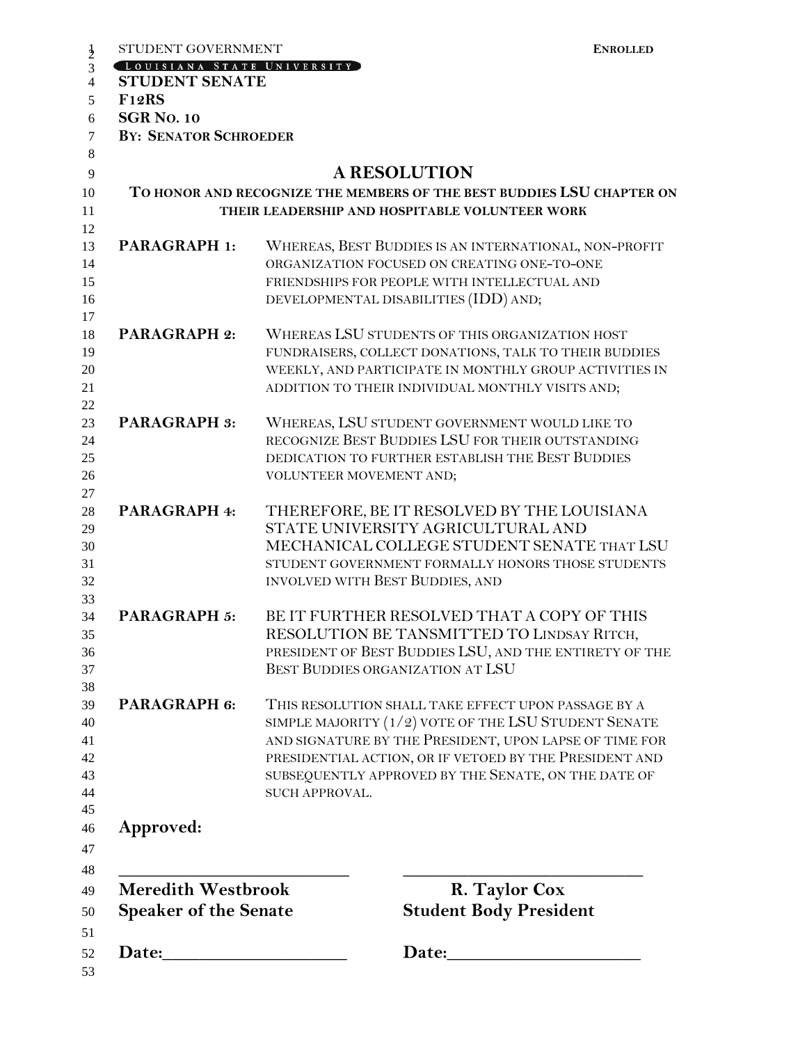STUDENT GOVERNMENT **ENROLLED**

LOUISIANA STATE UNIVERSITY

**STUDENT SENATE**

**F12RS**

**SGR NO. 10**

**BY: SENATOR SCHROEDER**

# A RESOLUTION

**TO HONOR AND RECOGNIZE THE MEMBERS OF THE BEST BUDDIES LSU CHAPTER ON THEIR LEADERSHIP AND HOSPITABLE VOLUNTEER WORK**

**PARAGRAPH 1:** WHEREAS, BEST BUDDIES IS AN INTERNATIONAL, NON-PROFIT ORGANIZATION FOCUSED ON CREATING ONE-TO-ONE FRIENDSHIPS FOR PEOPLE WITH INTELLECTUAL AND DEVELOPMENTAL DISABILITIES (IDD) AND;

**PARAGRAPH 2:** WHEREAS LSU STUDENTS OF THIS ORGANIZATION HOST FUNDRAISERS, COLLECT DONATIONS, TALK TO THEIR BUDDIES WEEKLY, AND PARTICIPATE IN MONTHLY GROUP ACTIVITIES IN ADDITION TO THEIR INDIVIDUAL MONTHLY VISITS AND;

**PARAGRAPH 3:** WHEREAS, LSU STUDENT GOVERNMENT WOULD LIKE TO RECOGNIZE BEST BUDDIES LSU FOR THEIR OUTSTANDING DEDICATION TO FURTHER ESTABLISH THE BEST BUDDIES VOLUNTEER MOVEMENT AND;

**PARAGRAPH 4:** THEREFORE, BE IT RESOLVED BY THE LOUISIANA STATE UNIVERSITY AGRICULTURAL AND MECHANICAL COLLEGE STUDENT SENATE THAT LSU STUDENT GOVERNMENT FORMALLY HONORS THOSE STUDENTS INVOLVED WITH BEST BUDDIES, AND

**PARAGRAPH 5:** BE IT FURTHER RESOLVED THAT A COPY OF THIS RESOLUTION BE TANSMITTED TO LINDSAY RITCH, PRESIDENT OF BEST BUDDIES LSU, AND THE ENTIRETY OF THE BEST BUDDIES ORGANIZATION AT LSU

**PARAGRAPH 6:** THIS RESOLUTION SHALL TAKE EFFECT UPON PASSAGE BY A SIMPLE MAJORITY (1/2) VOTE OF THE LSU STUDENT SENATE AND SIGNATURE BY THE PRESIDENT, UPON LAPSE OF TIME FOR PRESIDENTIAL ACTION, OR IF VETOED BY THE PRESIDENT AND SUBSEQUENTLY APPROVED BY THE SENATE, ON THE DATE OF SUCH APPROVAL.

**Approved:**

| | |
|---|---|
| ________________________ | ________________________ |
| **Meredith Westbrook** | **R. Taylor Cox** |
| **Speaker of the Senate** | **Student Body President** |
| **Date:**__________________ | **Date:**__________________ |